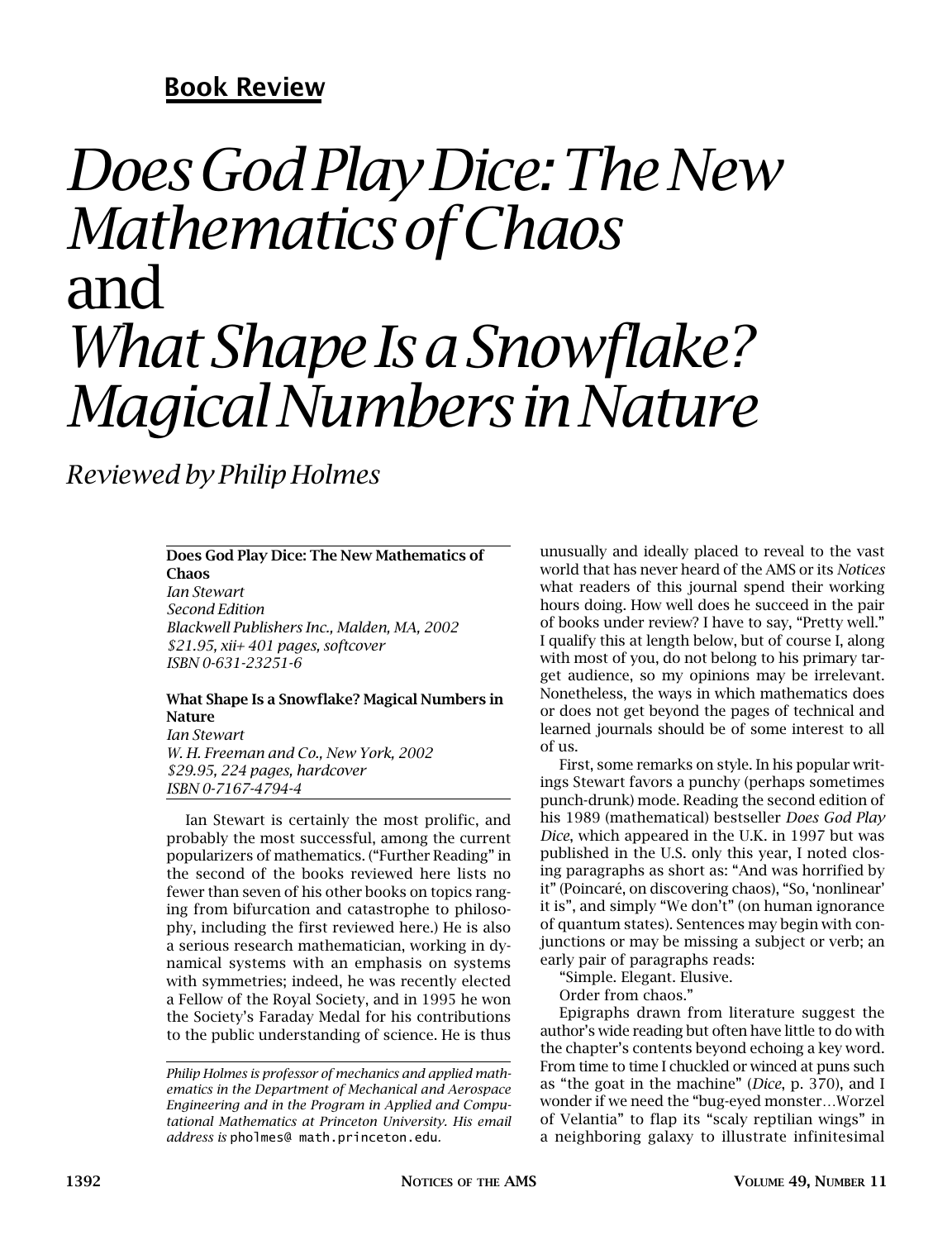**Book Review**

# *Does God Play Dice: The New Mathematics of Chaos* and *What Shape Is a Snowflake? Magical Numbers in Nature*

*Reviewed by Philip Holmes*

**Does God Play Dice: The New Mathematics of Chaos**
*Ian Stewart*
*Second Edition*
*Blackwell Publishers Inc., Malden, MA, 2002*
*$21.95, xii+ 401 pages, softcover*
*ISBN 0-631-23251-6*

**What Shape Is a Snowflake? Magical Numbers in Nature**
*Ian Stewart*
*W. H. Freeman and Co., New York, 2002*
*$29.95, 224 pages, hardcover*
*ISBN 0-7167-4794-4*

Ian Stewart is certainly the most prolific, and probably the most successful, among the current popularizers of mathematics. ("Further Reading" in the second of the books reviewed here lists no fewer than seven of his other books on topics ranging from bifurcation and catastrophe to philosophy, including the first reviewed here.) He is also a serious research mathematician, working in dynamical systems with an emphasis on systems with symmetries; indeed, he was recently elected a Fellow of the Royal Society, and in 1995 he won the Society's Faraday Medal for his contributions to the public understanding of science. He is thus unusually and ideally placed to reveal to the vast world that has never heard of the AMS or its *Notices* what readers of this journal spend their working hours doing. How well does he succeed in the pair of books under review? I have to say, "Pretty well." I qualify this at length below, but of course I, along with most of you, do not belong to his primary target audience, so my opinions may be irrelevant. Nonetheless, the ways in which mathematics does or does not get beyond the pages of technical and learned journals should be of some interest to all of us.

First, some remarks on style. In his popular writings Stewart favors a punchy (perhaps sometimes punch-drunk) mode. Reading the second edition of his 1989 (mathematical) bestseller *Does God Play Dice*, which appeared in the U.K. in 1997 but was published in the U.S. only this year, I noted closing paragraphs as short as: "And was horrified by it" (Poincaré, on discovering chaos), "So, 'nonlinear' it is", and simply "We don't" (on human ignorance of quantum states). Sentences may begin with conjunctions or may be missing a subject or verb; an early pair of paragraphs reads:

"Simple. Elegant. Elusive.

Order from chaos."

Epigraphs drawn from literature suggest the author's wide reading but often have little to do with the chapter's contents beyond echoing a key word. From time to time I chuckled or winced at puns such as "the goat in the machine" (*Dice*, p. 370), and I wonder if we need the "bug-eyed monster…Worzel of Velantia" to flap its "scaly reptilian wings" in a neighboring galaxy to illustrate infinitesimal

---

*Philip Holmes is professor of mechanics and applied mathematics in the Department of Mechanical and Aerospace Engineering and in the Program in Applied and Computational Mathematics at Princeton University. His email address is* pholmes@ math.princeton.edu.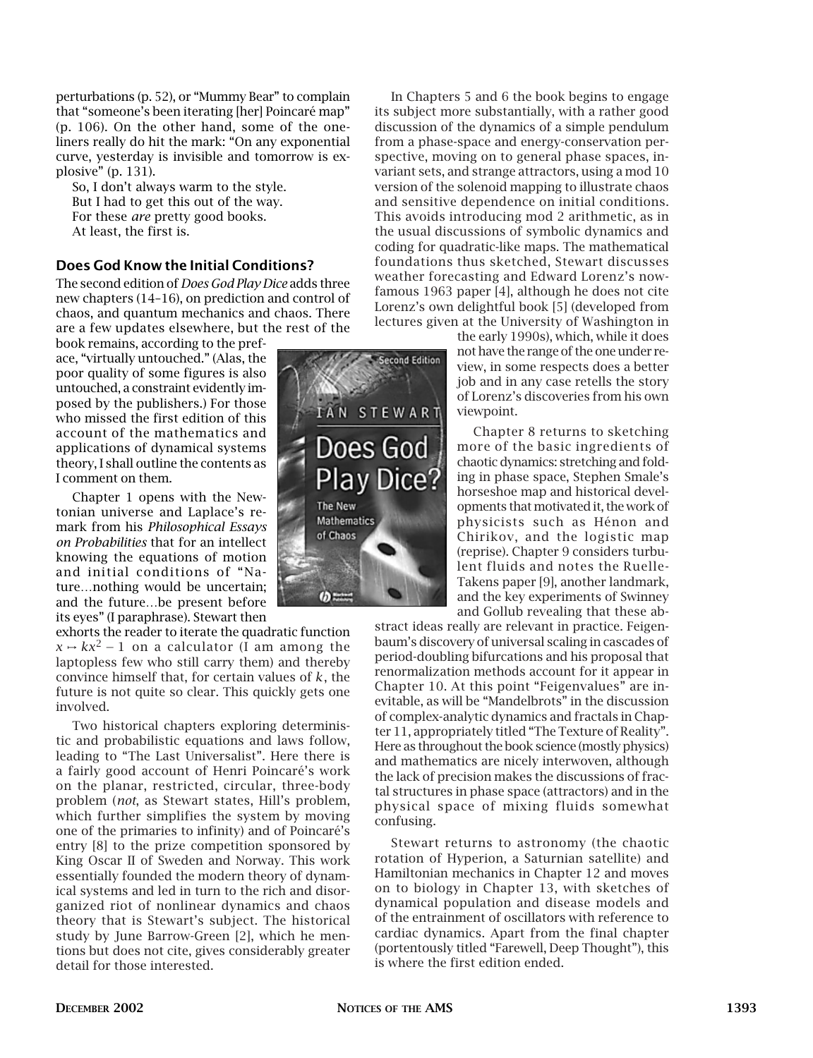perturbations (p. 52), or "Mummy Bear" to complain that "someone's been iterating [her] Poincaré map" (p. 106). On the other hand, some of the one-liners really do hit the mark: "On any exponential curve, yesterday is invisible and tomorrow is explosive" (p. 131).

So, I don't always warm to the style.
But I had to get this out of the way.
For these *are* pretty good books.
At least, the first is.

### Does God Know the Initial Conditions?

The second edition of *Does God Play Dice* adds three new chapters (14–16), on prediction and control of chaos, and quantum mechanics and chaos. There are a few updates elsewhere, but the rest of the book remains, according to the preface, "virtually untouched." (Alas, the poor quality of some figures is also untouched, a constraint evidently imposed by the publishers.) For those who missed the first edition of this account of the mathematics and applications of dynamical systems theory, I shall outline the contents as I comment on them.

Chapter 1 opens with the Newtonian universe and Laplace's remark from his *Philosophical Essays on Probabilities* that for an intellect knowing the equations of motion and initial conditions of "Nature…nothing would be uncertain; and the future…be present before its eyes" (I paraphrase). Stewart then exhorts the reader to iterate the quadratic function $x \mapsto kx^2 - 1$ on a calculator (I am among the laptopless few who still carry them) and thereby convince himself that, for certain values of $k$, the future is not quite so clear. This quickly gets one involved.

Two historical chapters exploring deterministic and probabilistic equations and laws follow, leading to "The Last Universalist". Here there is a fairly good account of Henri Poincaré's work on the planar, restricted, circular, three-body problem (*not*, as Stewart states, Hill's problem, which further simplifies the system by moving one of the primaries to infinity) and of Poincaré's entry [8] to the prize competition sponsored by King Oscar II of Sweden and Norway. This work essentially founded the modern theory of dynamical systems and led in turn to the rich and disorganized riot of nonlinear dynamics and chaos theory that is Stewart's subject. The historical study by June Barrow-Green [2], which he mentions but does not cite, gives considerably greater detail for those interested.

In Chapters 5 and 6 the book begins to engage its subject more substantially, with a rather good discussion of the dynamics of a simple pendulum from a phase-space and energy-conservation perspective, moving on to general phase spaces, invariant sets, and strange attractors, using a mod 10 version of the solenoid mapping to illustrate chaos and sensitive dependence on initial conditions. This avoids introducing mod 2 arithmetic, as in the usual discussions of symbolic dynamics and coding for quadratic-like maps. The mathematical foundations thus sketched, Stewart discusses weather forecasting and Edward Lorenz's now-famous 1963 paper [4], although he does not cite Lorenz's own delightful book [5] (developed from lectures given at the University of Washington in the early 1990s), which, while it does not have the range of the one under review, in some respects does a better job and in any case retells the story of Lorenz's discoveries from his own viewpoint.

Chapter 8 returns to sketching more of the basic ingredients of chaotic dynamics: stretching and folding in phase space, Stephen Smale's horseshoe map and historical developments that motivated it, the work of physicists such as Hénon and Chirikov, and the logistic map (reprise). Chapter 9 considers turbulent fluids and notes the Ruelle-Takens paper [9], another landmark, and the key experiments of Swinney and Gollub revealing that these abstract ideas really are relevant in practice. Feigenbaum's discovery of universal scaling in cascades of period-doubling bifurcations and his proposal that renormalization methods account for it appear in Chapter 10. At this point "Feigenvalues" are inevitable, as will be "Mandelbrots" in the discussion of complex-analytic dynamics and fractals in Chapter 11, appropriately titled "The Texture of Reality". Here as throughout the book science (mostly physics) and mathematics are nicely interwoven, although the lack of precision makes the discussions of fractal structures in phase space (attractors) and in the physical space of mixing fluids somewhat confusing.

Stewart returns to astronomy (the chaotic rotation of Hyperion, a Saturnian satellite) and Hamiltonian mechanics in Chapter 12 and moves on to biology in Chapter 13, with sketches of dynamical population and disease models and of the entrainment of oscillators with reference to cardiac dynamics. Apart from the final chapter (portentously titled "Farewell, Deep Thought"), this is where the first edition ended.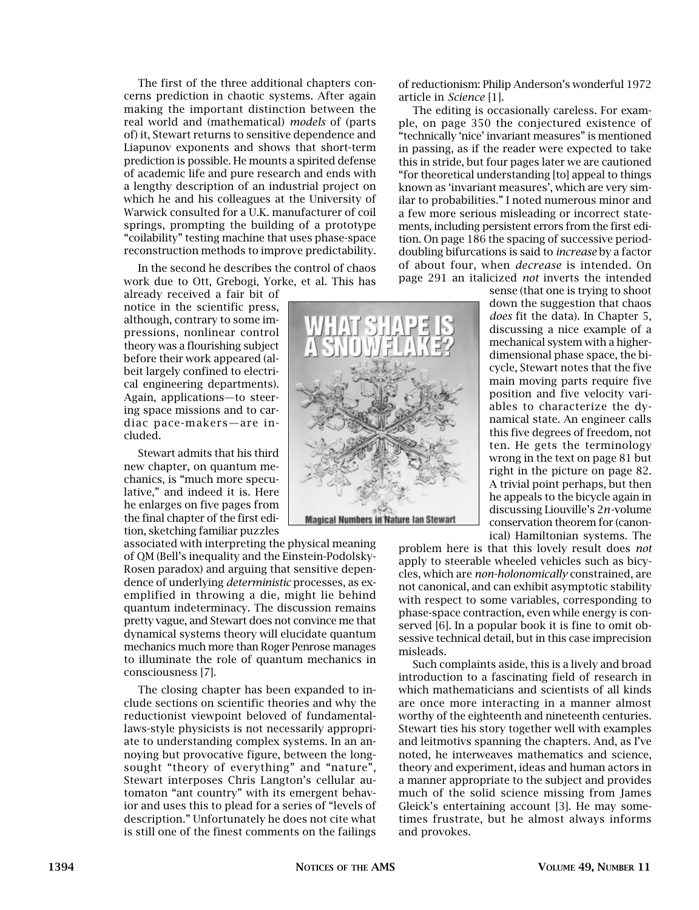The first of the three additional chapters concerns prediction in chaotic systems. After again making the important distinction between the real world and (mathematical) *models* of (parts of) it, Stewart returns to sensitive dependence and Liapunov exponents and shows that short-term prediction is possible. He mounts a spirited defense of academic life and pure research and ends with a lengthy description of an industrial project on which he and his colleagues at the University of Warwick consulted for a U.K. manufacturer of coil springs, prompting the building of a prototype "coilability" testing machine that uses phase-space reconstruction methods to improve predictability.

In the second he describes the control of chaos work due to Ott, Grebogi, Yorke, et al. This has already received a fair bit of notice in the scientific press, although, contrary to some impressions, nonlinear control theory was a flourishing subject before their work appeared (albeit largely confined to electrical engineering departments). Again, applications—to steering space missions and to cardiac pace-makers—are included.

Stewart admits that his third new chapter, on quantum mechanics, is "much more speculative," and indeed it is. Here he enlarges on five pages from the final chapter of the first edition, sketching familiar puzzles associated with interpreting the physical meaning of QM (Bell's inequality and the Einstein-Podolsky-Rosen paradox) and arguing that sensitive dependence of underlying *deterministic* processes, as exemplified in throwing a die, might lie behind quantum indeterminacy. The discussion remains pretty vague, and Stewart does not convince me that dynamical systems theory will elucidate quantum mechanics much more than Roger Penrose manages to illuminate the role of quantum mechanics in consciousness [7].

The closing chapter has been expanded to include sections on scientific theories and why the reductionist viewpoint beloved of fundamental-laws-style physicists is not necessarily appropriate to understanding complex systems. In an annoying but provocative figure, between the long-sought "theory of everything" and "nature", Stewart interposes Chris Langton's cellular automaton "ant country" with its emergent behavior and uses this to plead for a series of "levels of description." Unfortunately he does not cite what is still one of the finest comments on the failings of reductionism: Philip Anderson's wonderful 1972 article in *Science* [1].

The editing is occasionally careless. For example, on page 350 the conjectured existence of "technically 'nice' invariant measures" is mentioned in passing, as if the reader were expected to take this in stride, but four pages later we are cautioned "for theoretical understanding [to] appeal to things known as 'invariant measures', which are very similar to probabilities." I noted numerous minor and a few more serious misleading or incorrect statements, including persistent errors from the first edition. On page 186 the spacing of successive period-doubling bifurcations is said to *increase* by a factor of about four, when *decrease* is intended. On page 291 an italicized *not* inverts the intended sense (that one is trying to shoot down the suggestion that chaos *does* fit the data). In Chapter 5, discussing a nice example of a mechanical system with a higher-dimensional phase space, the bicycle, Stewart notes that the five main moving parts require five position and five velocity variables to characterize the dynamical state. An engineer calls this five degrees of freedom, not ten. He gets the terminology wrong in the text on page 81 but right in the picture on page 82. A trivial point perhaps, but then he appeals to the bicycle again in discussing Liouville's $2n$-volume conservation theorem for (canonical) Hamiltonian systems. The problem here is that this lovely result does *not* apply to steerable wheeled vehicles such as bicycles, which are *non-holonomically* constrained, are not canonical, and can exhibit asymptotic stability with respect to some variables, corresponding to phase-space contraction, even while energy is conserved [6]. In a popular book it is fine to omit obsessive technical detail, but in this case imprecision misleads.

Such complaints aside, this is a lively and broad introduction to a fascinating field of research in which mathematicians and scientists of all kinds are once more interacting in a manner almost worthy of the eighteenth and nineteenth centuries. Stewart ties his story together well with examples and leitmotivs spanning the chapters. And, as I've noted, he interweaves mathematics and science, theory and experiment, ideas and human actors in a manner appropriate to the subject and provides much of the solid science missing from James Gleick's entertaining account [3]. He may sometimes frustrate, but he almost always informs and provokes.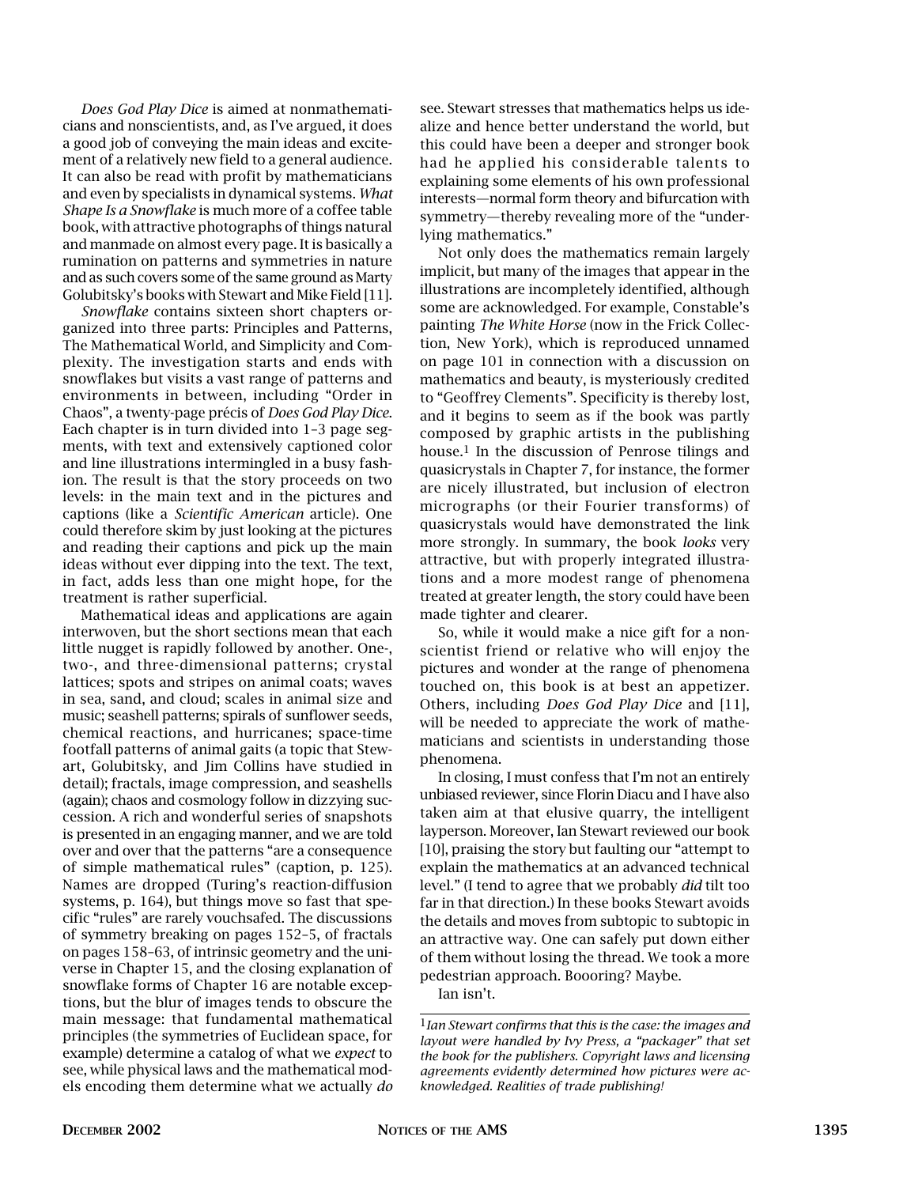*Does God Play Dice* is aimed at nonmathematicians and nonscientists, and, as I've argued, it does a good job of conveying the main ideas and excitement of a relatively new field to a general audience. It can also be read with profit by mathematicians and even by specialists in dynamical systems. *What Shape Is a Snowflake* is much more of a coffee table book, with attractive photographs of things natural and manmade on almost every page. It is basically a rumination on patterns and symmetries in nature and as such covers some of the same ground as Marty Golubitsky's books with Stewart and Mike Field [11].

*Snowflake* contains sixteen short chapters organized into three parts: Principles and Patterns, The Mathematical World, and Simplicity and Complexity. The investigation starts and ends with snowflakes but visits a vast range of patterns and environments in between, including "Order in Chaos", a twenty-page précis of *Does God Play Dice*. Each chapter is in turn divided into 1–3 page segments, with text and extensively captioned color and line illustrations intermingled in a busy fashion. The result is that the story proceeds on two levels: in the main text and in the pictures and captions (like a *Scientific American* article). One could therefore skim by just looking at the pictures and reading their captions and pick up the main ideas without ever dipping into the text. The text, in fact, adds less than one might hope, for the treatment is rather superficial.

Mathematical ideas and applications are again interwoven, but the short sections mean that each little nugget is rapidly followed by another. One-, two-, and three-dimensional patterns; crystal lattices; spots and stripes on animal coats; waves in sea, sand, and cloud; scales in animal size and music; seashell patterns; spirals of sunflower seeds, chemical reactions, and hurricanes; space-time footfall patterns of animal gaits (a topic that Stewart, Golubitsky, and Jim Collins have studied in detail); fractals, image compression, and seashells (again); chaos and cosmology follow in dizzying succession. A rich and wonderful series of snapshots is presented in an engaging manner, and we are told over and over that the patterns "are a consequence of simple mathematical rules" (caption, p. 125). Names are dropped (Turing's reaction-diffusion systems, p. 164), but things move so fast that specific "rules" are rarely vouchsafed. The discussions of symmetry breaking on pages 152–5, of fractals on pages 158–63, of intrinsic geometry and the universe in Chapter 15, and the closing explanation of snowflake forms of Chapter 16 are notable exceptions, but the blur of images tends to obscure the main message: that fundamental mathematical principles (the symmetries of Euclidean space, for example) determine a catalog of what we *expect* to see, while physical laws and the mathematical models encoding them determine what we actually *do* see. Stewart stresses that mathematics helps us idealize and hence better understand the world, but this could have been a deeper and stronger book had he applied his considerable talents to explaining some elements of his own professional interests—normal form theory and bifurcation with symmetry—thereby revealing more of the "underlying mathematics."

Not only does the mathematics remain largely implicit, but many of the images that appear in the illustrations are incompletely identified, although some are acknowledged. For example, Constable's painting *The White Horse* (now in the Frick Collection, New York), which is reproduced unnamed on page 101 in connection with a discussion on mathematics and beauty, is mysteriously credited to "Geoffrey Clements". Specificity is thereby lost, and it begins to seem as if the book was partly composed by graphic artists in the publishing house.[1] In the discussion of Penrose tilings and quasicrystals in Chapter 7, for instance, the former are nicely illustrated, but inclusion of electron micrographs (or their Fourier transforms) of quasicrystals would have demonstrated the link more strongly. In summary, the book *looks* very attractive, but with properly integrated illustrations and a more modest range of phenomena treated at greater length, the story could have been made tighter and clearer.

So, while it would make a nice gift for a nonscientist friend or relative who will enjoy the pictures and wonder at the range of phenomena touched on, this book is at best an appetizer. Others, including *Does God Play Dice* and [11], will be needed to appreciate the work of mathematicians and scientists in understanding those phenomena.

In closing, I must confess that I'm not an entirely unbiased reviewer, since Florin Diacu and I have also taken aim at that elusive quarry, the intelligent layperson. Moreover, Ian Stewart reviewed our book [10], praising the story but faulting our "attempt to explain the mathematics at an advanced technical level." (I tend to agree that we probably *did* tilt too far in that direction.) In these books Stewart avoids the details and moves from subtopic to subtopic in an attractive way. One can safely put down either of them without losing the thread. We took a more pedestrian approach. Boooring? Maybe.

Ian isn't.

---

[1] *Ian Stewart confirms that this is the case: the images and layout were handled by Ivy Press, a "packager" that set the book for the publishers. Copyright laws and licensing agreements evidently determined how pictures were acknowledged. Realities of trade publishing!*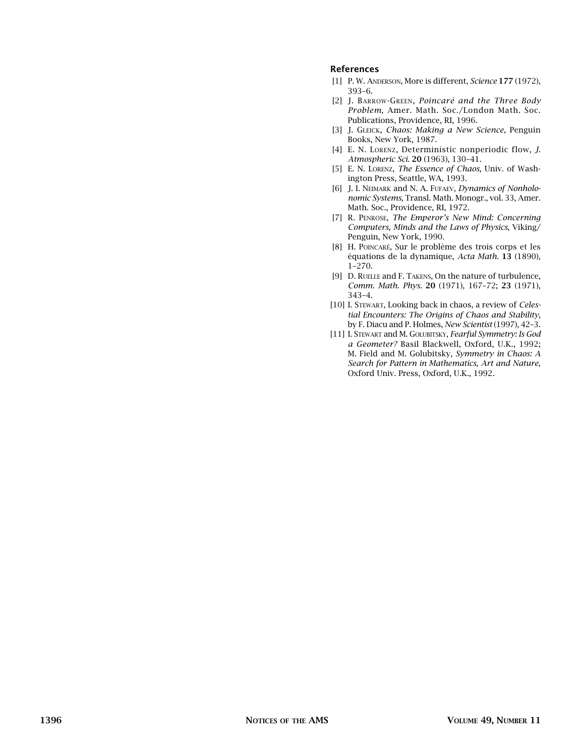## References

[1] P. W. Anderson, More is different, *Science* **177** (1972), 393–6.

[2] J. Barrow-Green, *Poincaré and the Three Body Problem*, Amer. Math. Soc./London Math. Soc. Publications, Providence, RI, 1996.

[3] J. Gleick, *Chaos: Making a New Science*, Penguin Books, New York, 1987.

[4] E. N. Lorenz, Deterministic nonperiodic flow, *J. Atmospheric Sci.* **20** (1963), 130–41.

[5] E. N. Lorenz, *The Essence of Chaos,* Univ. of Washington Press, Seattle, WA, 1993.

[6] J. I. Neimark and N. A. Fufaev, *Dynamics of Nonholonomic Systems*, Transl. Math. Monogr., vol. 33, Amer. Math. Soc., Providence, RI, 1972.

[7] R. Penrose, *The Emperor's New Mind: Concerning Computers, Minds and the Laws of Physics*, Viking/Penguin, New York, 1990.

[8] H. Poincaré, Sur le problème des trois corps et les équations de la dynamique, *Acta Math.* **13** (1890), 1–270.

[9] D. Ruelle and F. Takens, On the nature of turbulence, *Comm. Math. Phys.* **20** (1971), 167–72; **23** (1971), 343–4.

[10] I. Stewart, Looking back in chaos, a review of *Celestial Encounters: The Origins of Chaos and Stability,* by F. Diacu and P. Holmes, *New Scientist* (1997), 42–3.

[11] I. Stewart and M. Golubitsky, *Fearful Symmetry: Is God a Geometer?* Basil Blackwell, Oxford, U.K., 1992; M. Field and M. Golubitsky, *Symmetry in Chaos: A Search for Pattern in Mathematics, Art and Nature*, Oxford Univ. Press, Oxford, U.K., 1992.